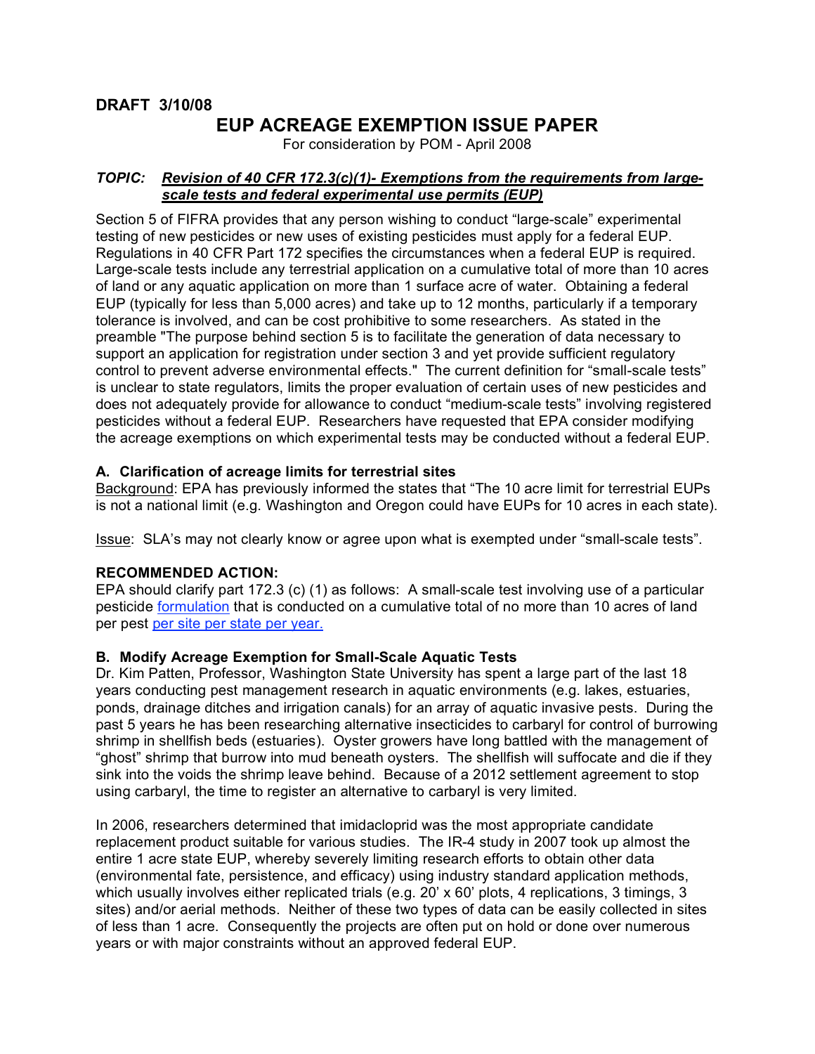**DRAFT 3/10/08**

# EUP ACREAGE EXEMPTION ISSUE PAPER

For consideration by POM - April 2008

***TOPIC: Revision of 40 CFR 172.3(c)(1)- Exemptions from the requirements from large-scale tests and federal experimental use permits (EUP)***

Section 5 of FIFRA provides that any person wishing to conduct "large-scale" experimental testing of new pesticides or new uses of existing pesticides must apply for a federal EUP. Regulations in 40 CFR Part 172 specifies the circumstances when a federal EUP is required. Large-scale tests include any terrestrial application on a cumulative total of more than 10 acres of land or any aquatic application on more than 1 surface acre of water. Obtaining a federal EUP (typically for less than 5,000 acres) and take up to 12 months, particularly if a temporary tolerance is involved, and can be cost prohibitive to some researchers. As stated in the preamble "The purpose behind section 5 is to facilitate the generation of data necessary to support an application for registration under section 3 and yet provide sufficient regulatory control to prevent adverse environmental effects." The current definition for "small-scale tests" is unclear to state regulators, limits the proper evaluation of certain uses of new pesticides and does not adequately provide for allowance to conduct "medium-scale tests" involving registered pesticides without a federal EUP. Researchers have requested that EPA consider modifying the acreage exemptions on which experimental tests may be conducted without a federal EUP.

### A. Clarification of acreage limits for terrestrial sites

Background: EPA has previously informed the states that "The 10 acre limit for terrestrial EUPs is not a national limit (e.g. Washington and Oregon could have EUPs for 10 acres in each state).

Issue: SLA's may not clearly know or agree upon what is exempted under "small-scale tests".

**RECOMMENDED ACTION:**

EPA should clarify part 172.3 (c) (1) as follows: A small-scale test involving use of a particular pesticide formulation that is conducted on a cumulative total of no more than 10 acres of land per pest per site per state per year.

### B. Modify Acreage Exemption for Small-Scale Aquatic Tests

Dr. Kim Patten, Professor, Washington State University has spent a large part of the last 18 years conducting pest management research in aquatic environments (e.g. lakes, estuaries, ponds, drainage ditches and irrigation canals) for an array of aquatic invasive pests. During the past 5 years he has been researching alternative insecticides to carbaryl for control of burrowing shrimp in shellfish beds (estuaries). Oyster growers have long battled with the management of "ghost" shrimp that burrow into mud beneath oysters. The shellfish will suffocate and die if they sink into the voids the shrimp leave behind. Because of a 2012 settlement agreement to stop using carbaryl, the time to register an alternative to carbaryl is very limited.

In 2006, researchers determined that imidacloprid was the most appropriate candidate replacement product suitable for various studies. The IR-4 study in 2007 took up almost the entire 1 acre state EUP, whereby severely limiting research efforts to obtain other data (environmental fate, persistence, and efficacy) using industry standard application methods, which usually involves either replicated trials (e.g. 20' x 60' plots, 4 replications, 3 timings, 3 sites) and/or aerial methods. Neither of these two types of data can be easily collected in sites of less than 1 acre. Consequently the projects are often put on hold or done over numerous years or with major constraints without an approved federal EUP.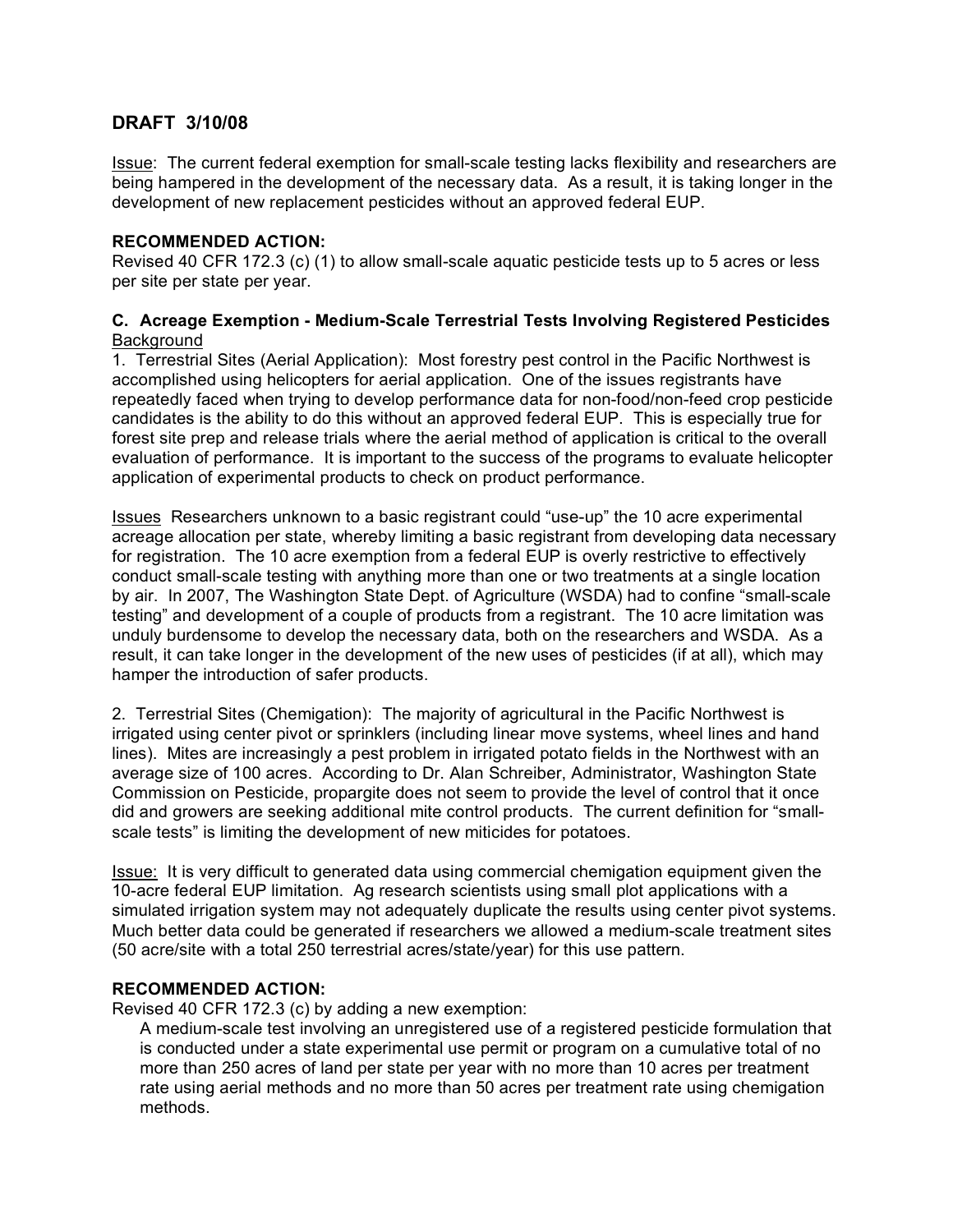**DRAFT 3/10/08**

Issue: The current federal exemption for small-scale testing lacks flexibility and researchers are being hampered in the development of the necessary data. As a result, it is taking longer in the development of new replacement pesticides without an approved federal EUP.

**RECOMMENDED ACTION:**
Revised 40 CFR 172.3 (c) (1) to allow small-scale aquatic pesticide tests up to 5 acres or less per site per state per year.

**C. Acreage Exemption - Medium-Scale Terrestrial Tests Involving Registered Pesticides**
Background
1. Terrestrial Sites (Aerial Application): Most forestry pest control in the Pacific Northwest is accomplished using helicopters for aerial application. One of the issues registrants have repeatedly faced when trying to develop performance data for non-food/non-feed crop pesticide candidates is the ability to do this without an approved federal EUP. This is especially true for forest site prep and release trials where the aerial method of application is critical to the overall evaluation of performance. It is important to the success of the programs to evaluate helicopter application of experimental products to check on product performance.

Issues Researchers unknown to a basic registrant could "use-up" the 10 acre experimental acreage allocation per state, whereby limiting a basic registrant from developing data necessary for registration. The 10 acre exemption from a federal EUP is overly restrictive to effectively conduct small-scale testing with anything more than one or two treatments at a single location by air. In 2007, The Washington State Dept. of Agriculture (WSDA) had to confine "small-scale testing" and development of a couple of products from a registrant. The 10 acre limitation was unduly burdensome to develop the necessary data, both on the researchers and WSDA. As a result, it can take longer in the development of the new uses of pesticides (if at all), which may hamper the introduction of safer products.

2. Terrestrial Sites (Chemigation): The majority of agricultural in the Pacific Northwest is irrigated using center pivot or sprinklers (including linear move systems, wheel lines and hand lines). Mites are increasingly a pest problem in irrigated potato fields in the Northwest with an average size of 100 acres. According to Dr. Alan Schreiber, Administrator, Washington State Commission on Pesticide, propargite does not seem to provide the level of control that it once did and growers are seeking additional mite control products. The current definition for "small-scale tests" is limiting the development of new miticides for potatoes.

Issue: It is very difficult to generated data using commercial chemigation equipment given the 10-acre federal EUP limitation. Ag research scientists using small plot applications with a simulated irrigation system may not adequately duplicate the results using center pivot systems. Much better data could be generated if researchers we allowed a medium-scale treatment sites (50 acre/site with a total 250 terrestrial acres/state/year) for this use pattern.

**RECOMMENDED ACTION:**
Revised 40 CFR 172.3 (c) by adding a new exemption:

> A medium-scale test involving an unregistered use of a registered pesticide formulation that is conducted under a state experimental use permit or program on a cumulative total of no more than 250 acres of land per state per year with no more than 10 acres per treatment rate using aerial methods and no more than 50 acres per treatment rate using chemigation methods.